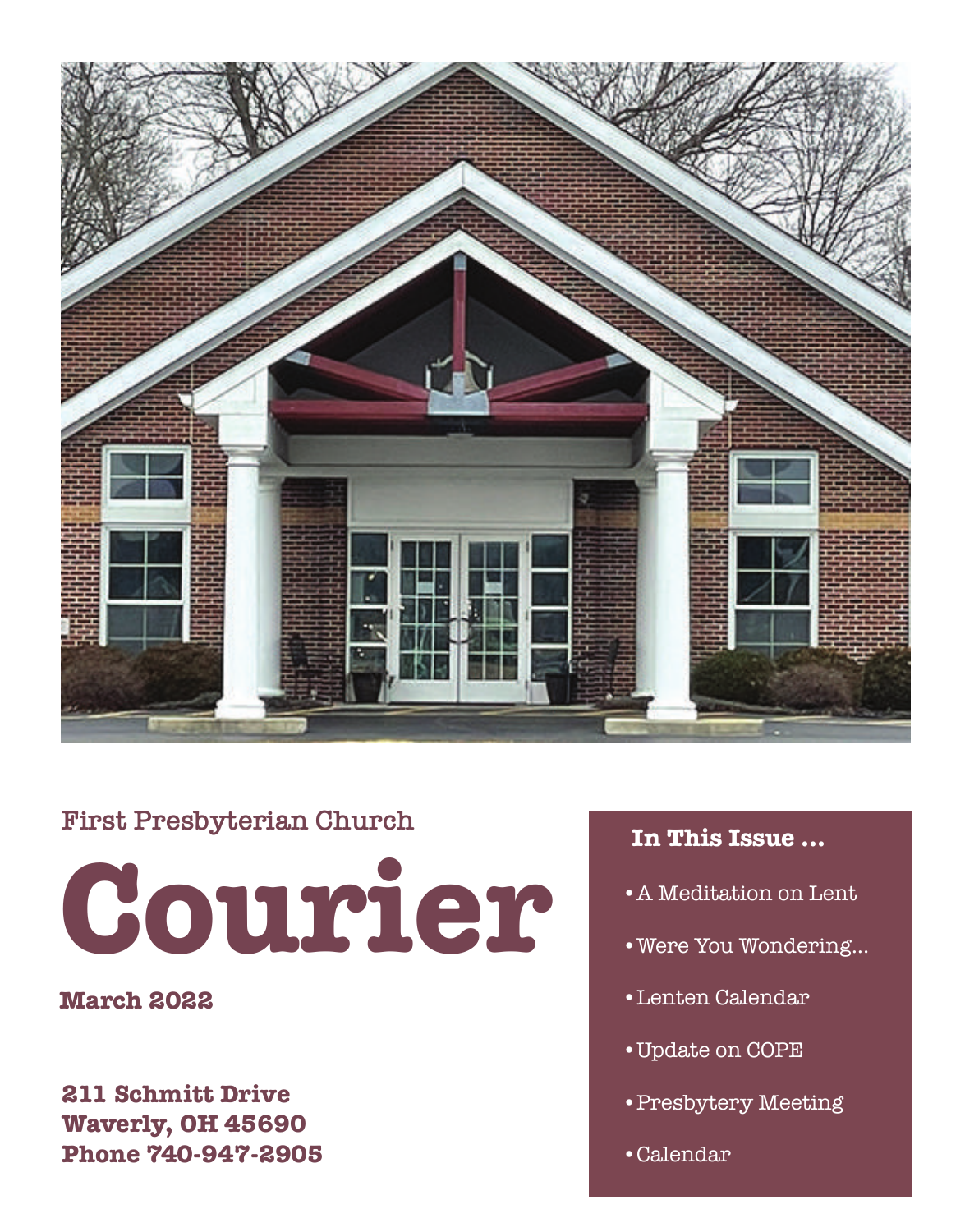First Presbyterian Church

# Courier

**March 2022**

**211 Schmitt Drive**
**Waverly, OH 45690**
**Phone 740-947-2905**

**In This Issue ...**

- A Meditation on Lent
- Were You Wondering...
- Lenten Calendar
- Update on COPE
- Presbytery Meeting
- Calendar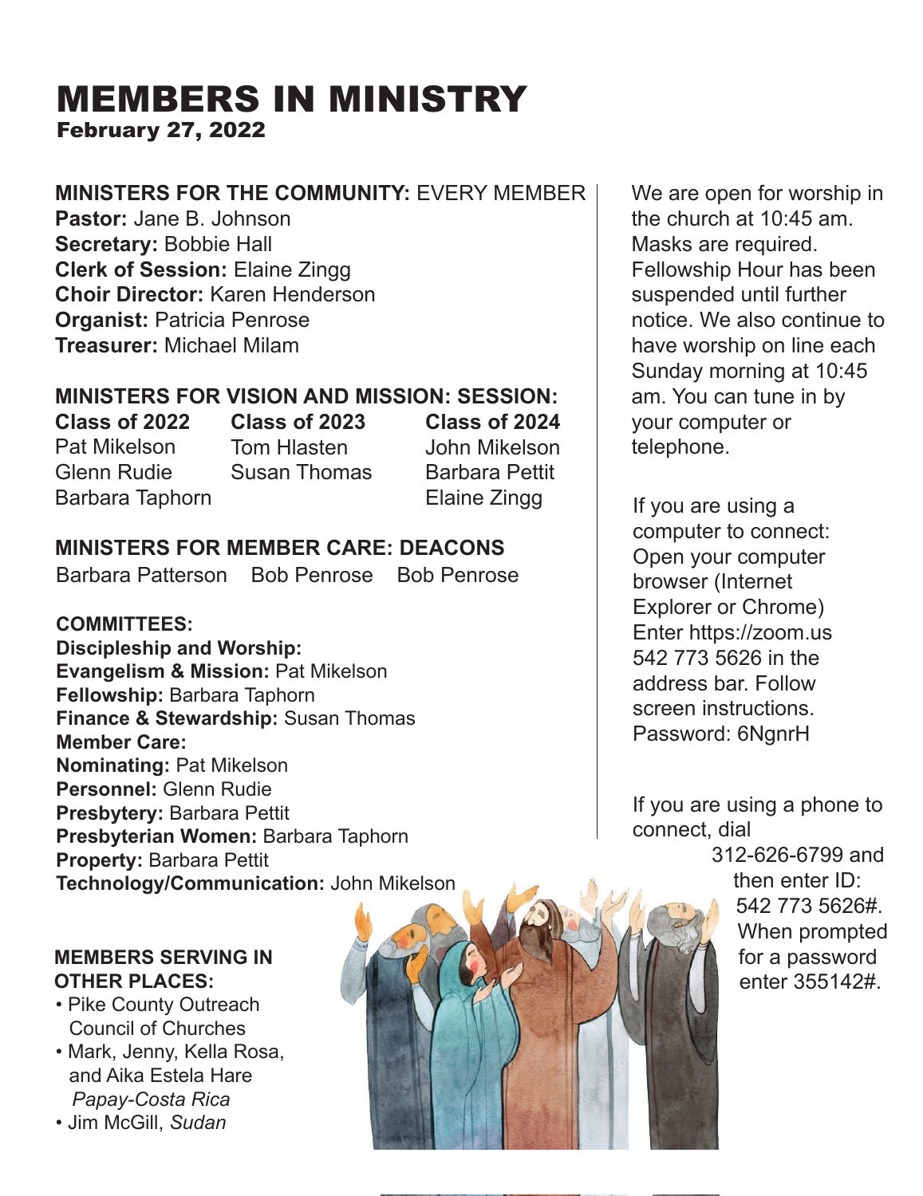# MEMBERS IN MINISTRY

**February 27, 2022**

**MINISTERS FOR THE COMMUNITY:** EVERY MEMBER

**Pastor:** Jane B. Johnson
**Secretary:** Bobbie Hall
**Clerk of Session:** Elaine Zingg
**Choir Director:** Karen Henderson
**Organist:** Patricia Penrose
**Treasurer:** Michael Milam

**MINISTERS FOR VISION AND MISSION: SESSION:**

| Class of 2022 | Class of 2023 | Class of 2024 |
| --- | --- | --- |
| Pat Mikelson | Tom Hlasten | John Mikelson |
| Glenn Rudie | Susan Thomas | Barbara Pettit |
| Barbara Taphorn | | Elaine Zingg |

**MINISTERS FOR MEMBER CARE: DEACONS**

Barbara Patterson    Bob Penrose    Bob Penrose

**COMMITTEES:**

**Discipleship and Worship:**
**Evangelism & Mission:** Pat Mikelson
**Fellowship:** Barbara Taphorn
**Finance & Stewardship:** Susan Thomas
**Member Care:**
**Nominating:** Pat Mikelson
**Personnel:** Glenn Rudie
**Presbytery:** Barbara Pettit
**Presbyterian Women:** Barbara Taphorn
**Property:** Barbara Pettit
**Technology/Communication:** John Mikelson

**MEMBERS SERVING IN OTHER PLACES:**

- Pike County Outreach Council of Churches
- Mark, Jenny, Kella Rosa, and Aika Estela Hare *Papay-Costa Rica*
- Jim McGill, *Sudan*

We are open for worship in the church at 10:45 am. Masks are required. Fellowship Hour has been suspended until further notice. We also continue to have worship on line each Sunday morning at 10:45 am. You can tune in by your computer or telephone.

If you are using a computer to connect: Open your computer browser (Internet Explorer or Chrome) Enter https://zoom.us 542 773 5626 in the address bar. Follow screen instructions. Password: 6NgnrH

If you are using a phone to connect, dial 312-626-6799 and then enter ID: 542 773 5626#. When prompted for a password enter 355142#.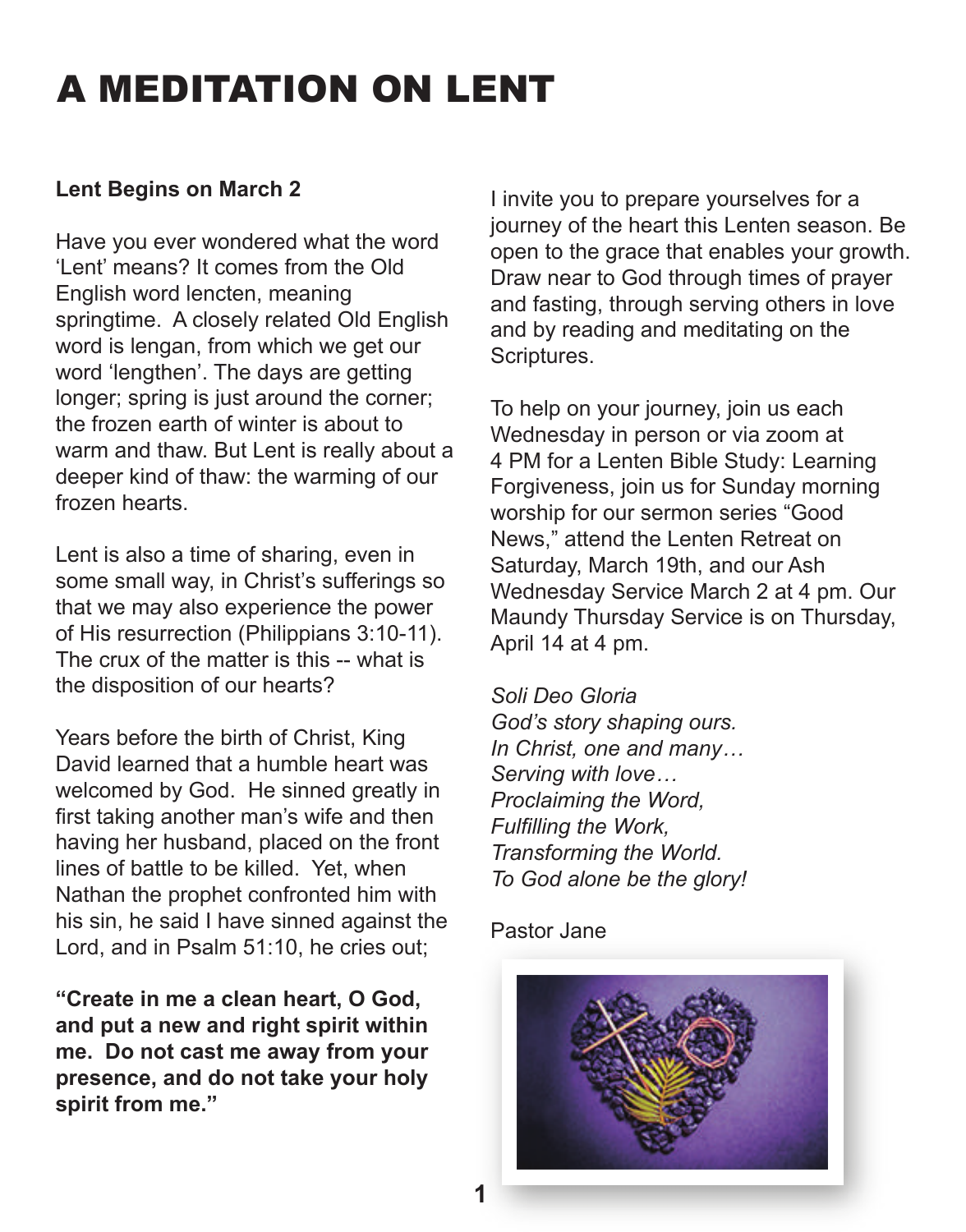# A MEDITATION ON LENT

**Lent Begins on March 2**

Have you ever wondered what the word 'Lent' means? It comes from the Old English word lencten, meaning springtime. A closely related Old English word is lengan, from which we get our word 'lengthen'. The days are getting longer; spring is just around the corner; the frozen earth of winter is about to warm and thaw. But Lent is really about a deeper kind of thaw: the warming of our frozen hearts.

Lent is also a time of sharing, even in some small way, in Christ's sufferings so that we may also experience the power of His resurrection (Philippians 3:10-11). The crux of the matter is this -- what is the disposition of our hearts?

Years before the birth of Christ, King David learned that a humble heart was welcomed by God. He sinned greatly in first taking another man's wife and then having her husband, placed on the front lines of battle to be killed. Yet, when Nathan the prophet confronted him with his sin, he said I have sinned against the Lord, and in Psalm 51:10, he cries out;

**"Create in me a clean heart, O God, and put a new and right spirit within me. Do not cast me away from your presence, and do not take your holy spirit from me."**

I invite you to prepare yourselves for a journey of the heart this Lenten season. Be open to the grace that enables your growth. Draw near to God through times of prayer and fasting, through serving others in love and by reading and meditating on the Scriptures.

To help on your journey, join us each Wednesday in person or via zoom at 4 PM for a Lenten Bible Study: Learning Forgiveness, join us for Sunday morning worship for our sermon series "Good News," attend the Lenten Retreat on Saturday, March 19th, and our Ash Wednesday Service March 2 at 4 pm. Our Maundy Thursday Service is on Thursday, April 14 at 4 pm.

*Soli Deo Gloria*
*God's story shaping ours.*
*In Christ, one and many…*
*Serving with love…*
*Proclaiming the Word,*
*Fulfilling the Work,*
*Transforming the World.*
*To God alone be the glory!*

Pastor Jane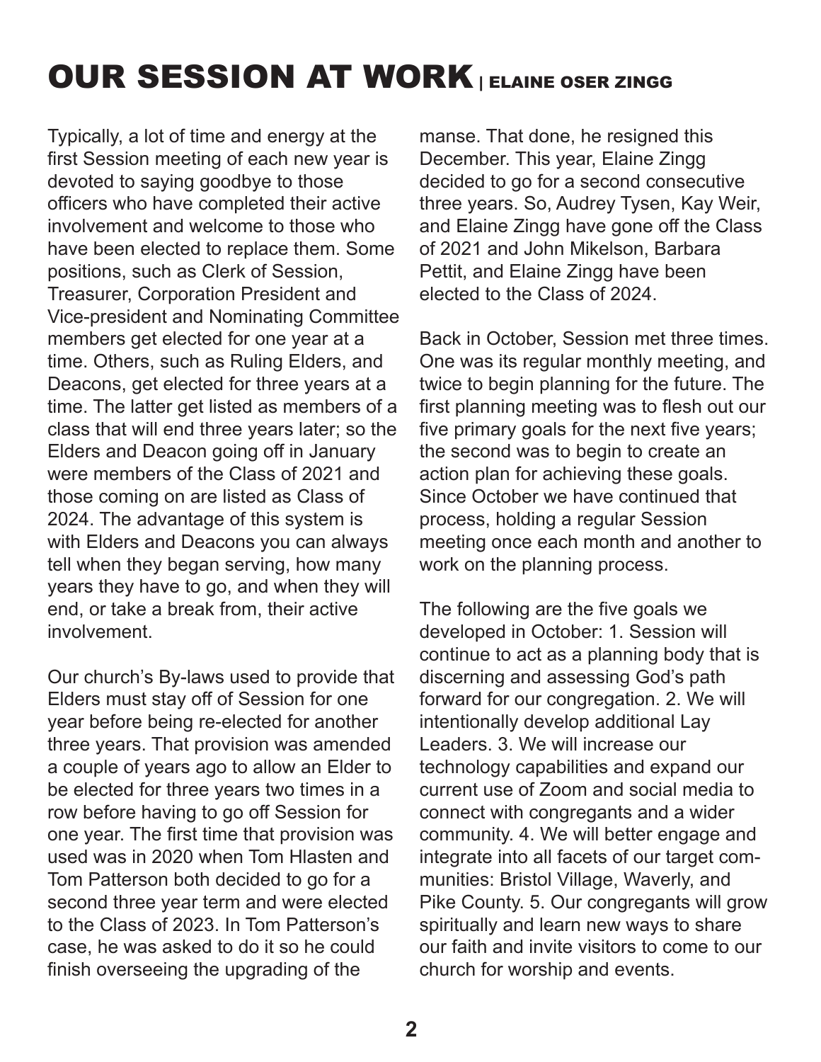# OUR SESSION AT WORK | ELAINE OSER ZINGG

Typically, a lot of time and energy at the first Session meeting of each new year is devoted to saying goodbye to those officers who have completed their active involvement and welcome to those who have been elected to replace them. Some positions, such as Clerk of Session, Treasurer, Corporation President and Vice-president and Nominating Committee members get elected for one year at a time. Others, such as Ruling Elders, and Deacons, get elected for three years at a time. The latter get listed as members of a class that will end three years later; so the Elders and Deacon going off in January were members of the Class of 2021 and those coming on are listed as Class of 2024. The advantage of this system is with Elders and Deacons you can always tell when they began serving, how many years they have to go, and when they will end, or take a break from, their active involvement.

Our church's By-laws used to provide that Elders must stay off of Session for one year before being re-elected for another three years. That provision was amended a couple of years ago to allow an Elder to be elected for three years two times in a row before having to go off Session for one year. The first time that provision was used was in 2020 when Tom Hlasten and Tom Patterson both decided to go for a second three year term and were elected to the Class of 2023. In Tom Patterson's case, he was asked to do it so he could finish overseeing the upgrading of the manse. That done, he resigned this December. This year, Elaine Zingg decided to go for a second consecutive three years. So, Audrey Tysen, Kay Weir, and Elaine Zingg have gone off the Class of 2021 and John Mikelson, Barbara Pettit, and Elaine Zingg have been elected to the Class of 2024.

Back in October, Session met three times. One was its regular monthly meeting, and twice to begin planning for the future. The first planning meeting was to flesh out our five primary goals for the next five years; the second was to begin to create an action plan for achieving these goals. Since October we have continued that process, holding a regular Session meeting once each month and another to work on the planning process.

The following are the five goals we developed in October: 1. Session will continue to act as a planning body that is discerning and assessing God's path forward for our congregation. 2. We will intentionally develop additional Lay Leaders. 3. We will increase our technology capabilities and expand our current use of Zoom and social media to connect with congregants and a wider community. 4. We will better engage and integrate into all facets of our target communities: Bristol Village, Waverly, and Pike County. 5. Our congregants will grow spiritually and learn new ways to share our faith and invite visitors to come to our church for worship and events.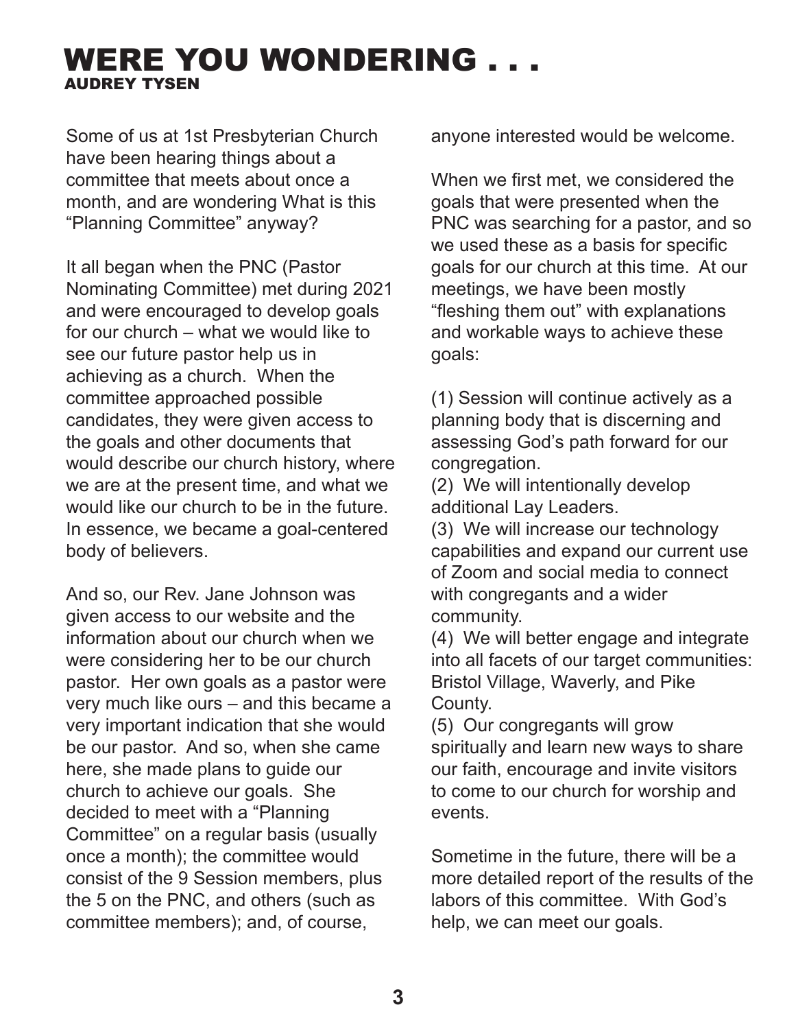# WERE YOU WONDERING . . .

**AUDREY TYSEN**

Some of us at 1st Presbyterian Church have been hearing things about a committee that meets about once a month, and are wondering What is this "Planning Committee" anyway?

It all began when the PNC (Pastor Nominating Committee) met during 2021 and were encouraged to develop goals for our church – what we would like to see our future pastor help us in achieving as a church. When the committee approached possible candidates, they were given access to the goals and other documents that would describe our church history, where we are at the present time, and what we would like our church to be in the future. In essence, we became a goal-centered body of believers.

And so, our Rev. Jane Johnson was given access to our website and the information about our church when we were considering her to be our church pastor. Her own goals as a pastor were very much like ours – and this became a very important indication that she would be our pastor. And so, when she came here, she made plans to guide our church to achieve our goals. She decided to meet with a "Planning Committee" on a regular basis (usually once a month); the committee would consist of the 9 Session members, plus the 5 on the PNC, and others (such as committee members); and, of course, anyone interested would be welcome.

When we first met, we considered the goals that were presented when the PNC was searching for a pastor, and so we used these as a basis for specific goals for our church at this time. At our meetings, we have been mostly "fleshing them out" with explanations and workable ways to achieve these goals:

(1) Session will continue actively as a planning body that is discerning and assessing God's path forward for our congregation.
(2) We will intentionally develop additional Lay Leaders.
(3) We will increase our technology capabilities and expand our current use of Zoom and social media to connect with congregants and a wider community.
(4) We will better engage and integrate into all facets of our target communities: Bristol Village, Waverly, and Pike County.
(5) Our congregants will grow spiritually and learn new ways to share our faith, encourage and invite visitors to come to our church for worship and events.

Sometime in the future, there will be a more detailed report of the results of the labors of this committee. With God's help, we can meet our goals.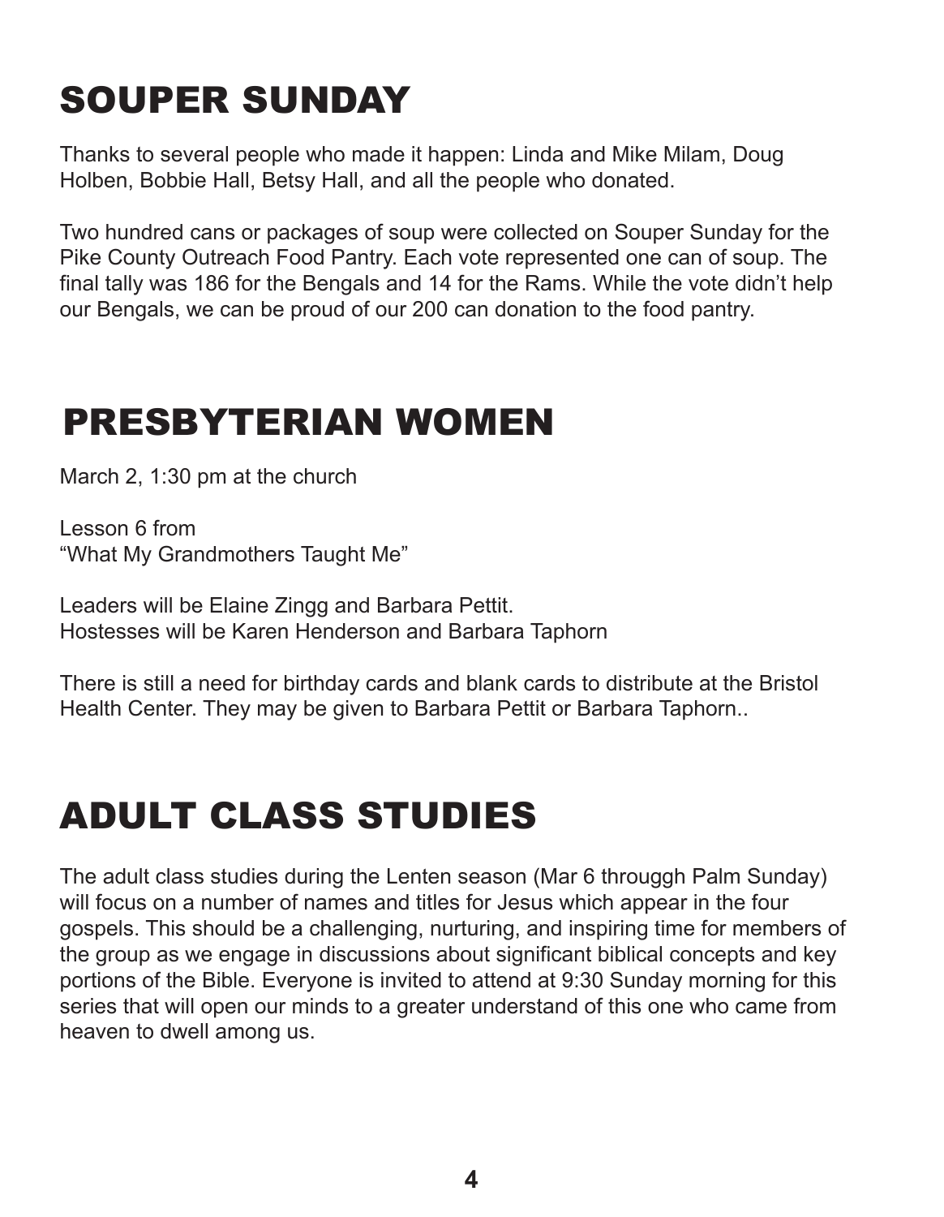# SOUPER SUNDAY

Thanks to several people who made it happen: Linda and Mike Milam, Doug Holben, Bobbie Hall, Betsy Hall, and all the people who donated.

Two hundred cans or packages of soup were collected on Souper Sunday for the Pike County Outreach Food Pantry. Each vote represented one can of soup. The final tally was 186 for the Bengals and 14 for the Rams. While the vote didn't help our Bengals, we can be proud of our 200 can donation to the food pantry.

# PRESBYTERIAN WOMEN

March 2, 1:30 pm at the church

Lesson 6 from
"What My Grandmothers Taught Me"

Leaders will be Elaine Zingg and Barbara Pettit.
Hostesses will be Karen Henderson and Barbara Taphorn

There is still a need for birthday cards and blank cards to distribute at the Bristol Health Center. They may be given to Barbara Pettit or Barbara Taphorn..

# ADULT CLASS STUDIES

The adult class studies during the Lenten season (Mar 6 througgh Palm Sunday) will focus on a number of names and titles for Jesus which appear in the four gospels. This should be a challenging, nurturing, and inspiring time for members of the group as we engage in discussions about significant biblical concepts and key portions of the Bible. Everyone is invited to attend at 9:30 Sunday morning for this series that will open our minds to a greater understand of this one who came from heaven to dwell among us.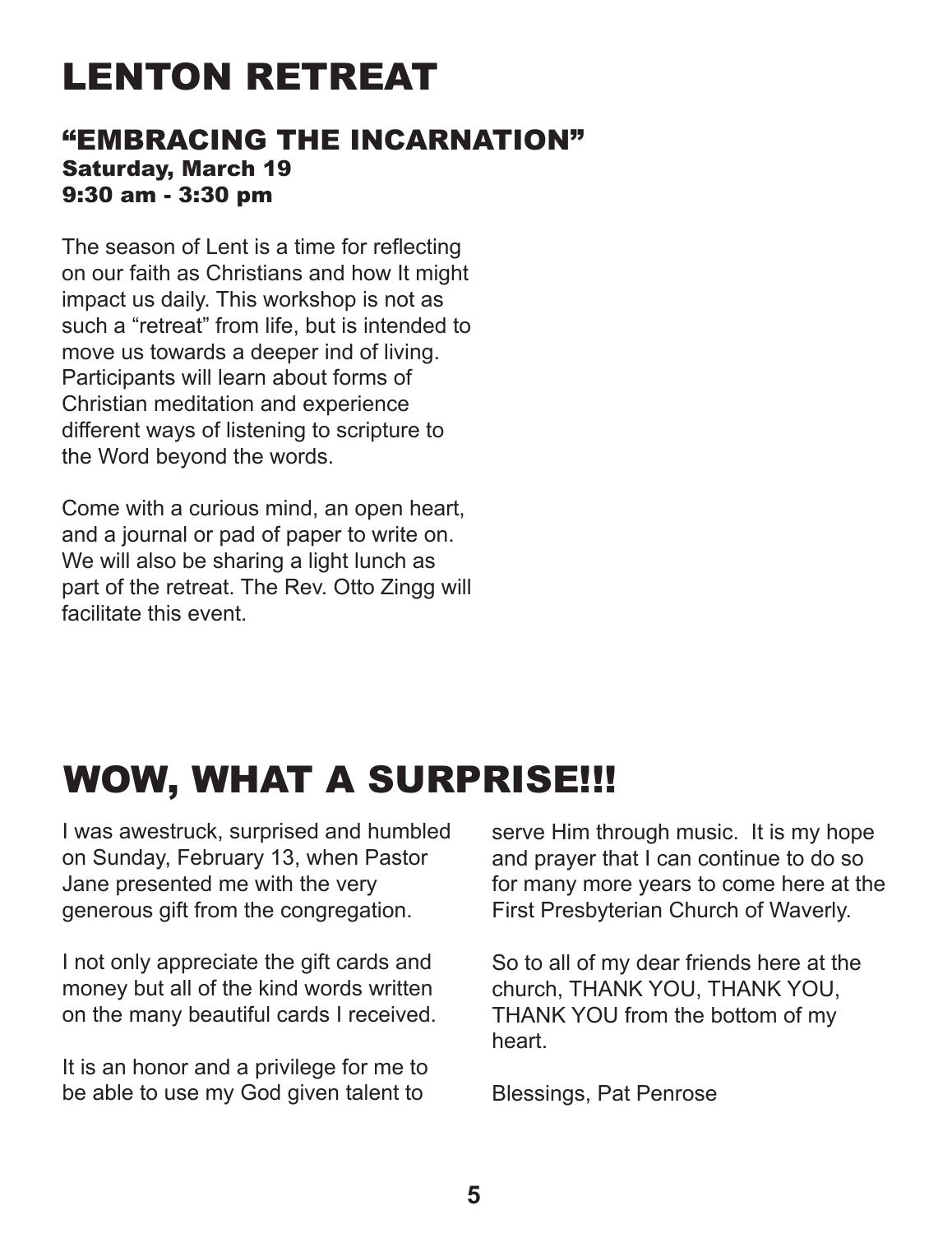# LENTON RETREAT

## "EMBRACING THE INCARNATION"

**Saturday, March 19**
**9:30 am - 3:30 pm**

The season of Lent is a time for reflecting on our faith as Christians and how It might impact us daily. This workshop is not as such a "retreat" from life, but is intended to move us towards a deeper ind of living. Participants will learn about forms of Christian meditation and experience different ways of listening to scripture to the Word beyond the words.

Come with a curious mind, an open heart, and a journal or pad of paper to write on. We will also be sharing a light lunch as part of the retreat. The Rev. Otto Zingg will facilitate this event.

# WOW, WHAT A SURPRISE!!!

I was awestruck, surprised and humbled on Sunday, February 13, when Pastor Jane presented me with the very generous gift from the congregation.

I not only appreciate the gift cards and money but all of the kind words written on the many beautiful cards I received.

It is an honor and a privilege for me to be able to use my God given talent to serve Him through music. It is my hope and prayer that I can continue to do so for many more years to come here at the First Presbyterian Church of Waverly.

So to all of my dear friends here at the church, THANK YOU, THANK YOU, THANK YOU from the bottom of my heart.

Blessings, Pat Penrose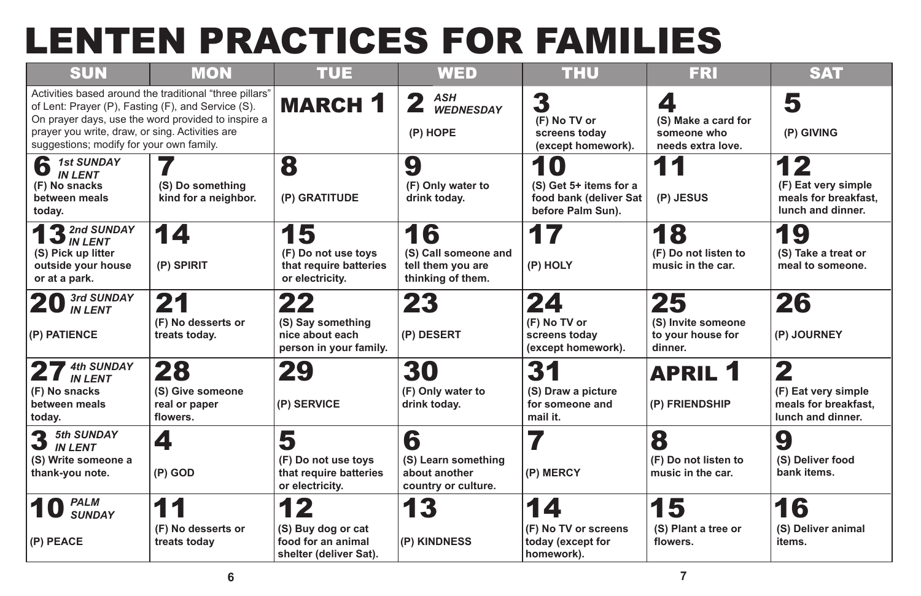# LENTEN PRACTICES FOR FAMILIES

| SUN | MON | TUE | WED | THU | FRI | SAT |
| --- | --- | --- | --- | --- | --- | --- |
| Activities based around the traditional "three pillars" of Lent: Prayer (P), Fasting (F), and Service (S). On prayer days, use the word provided to inspire a prayer you write, draw, or sing. Activities are suggestions; modify for your own family. | | **MARCH 1** | **2** *ASH WEDNESDAY* (P) HOPE | **3** (F) No TV or screens today (except homework). | **4** (S) Make a card for someone who needs extra love. | **5** (P) GIVING |
| **6** *1st SUNDAY IN LENT* (F) No snacks between meals today. | **7** (S) Do something kind for a neighbor. | **8** (P) GRATITUDE | **9** (F) Only water to drink today. | **10** (S) Get 5+ items for a food bank (deliver Sat before Palm Sun). | **11** (P) JESUS | **12** (F) Eat very simple meals for breakfast, lunch and dinner. |
| **13** *2nd SUNDAY IN LENT* (S) Pick up litter outside your house or at a park. | **14** (P) SPIRIT | **15** (F) Do not use toys that require batteries or electricity. | **16** (S) Call someone and tell them you are thinking of them. | **17** (P) HOLY | **18** (F) Do not listen to music in the car. | **19** (S) Take a treat or meal to someone. |
| **20** *3rd SUNDAY IN LENT* (P) PATIENCE | **21** (F) No desserts or treats today. | **22** (S) Say something nice about each person in your family. | **23** (P) DESERT | **24** (F) No TV or screens today (except homework). | **25** (S) Invite someone to your house for dinner. | **26** (P) JOURNEY |
| **27** *4th SUNDAY IN LENT* (F) No snacks between meals today. | **28** (S) Give someone real or paper flowers. | **29** (P) SERVICE | **30** (F) Only water to drink today. | **31** (S) Draw a picture for someone and mail it. | **APRIL 1** (P) FRIENDSHIP | **2** (F) Eat very simple meals for breakfast, lunch and dinner. |
| **3** *5th SUNDAY IN LENT* (S) Write someone a thank-you note. | **4** (P) GOD | **5** (F) Do not use toys that require batteries or electricity. | **6** (S) Learn something about another country or culture. | **7** (P) MERCY | **8** (F) Do not listen to music in the car. | **9** (S) Deliver food bank items. |
| **10** *PALM SUNDAY* (P) PEACE | **11** (F) No desserts or treats today | **12** (S) Buy dog or cat food for an animal shelter (deliver Sat). | **13** (P) KINDNESS | **14** (F) No TV or screens today (except for homework). | **15** (S) Plant a tree or flowers. | **16** (S) Deliver animal items. |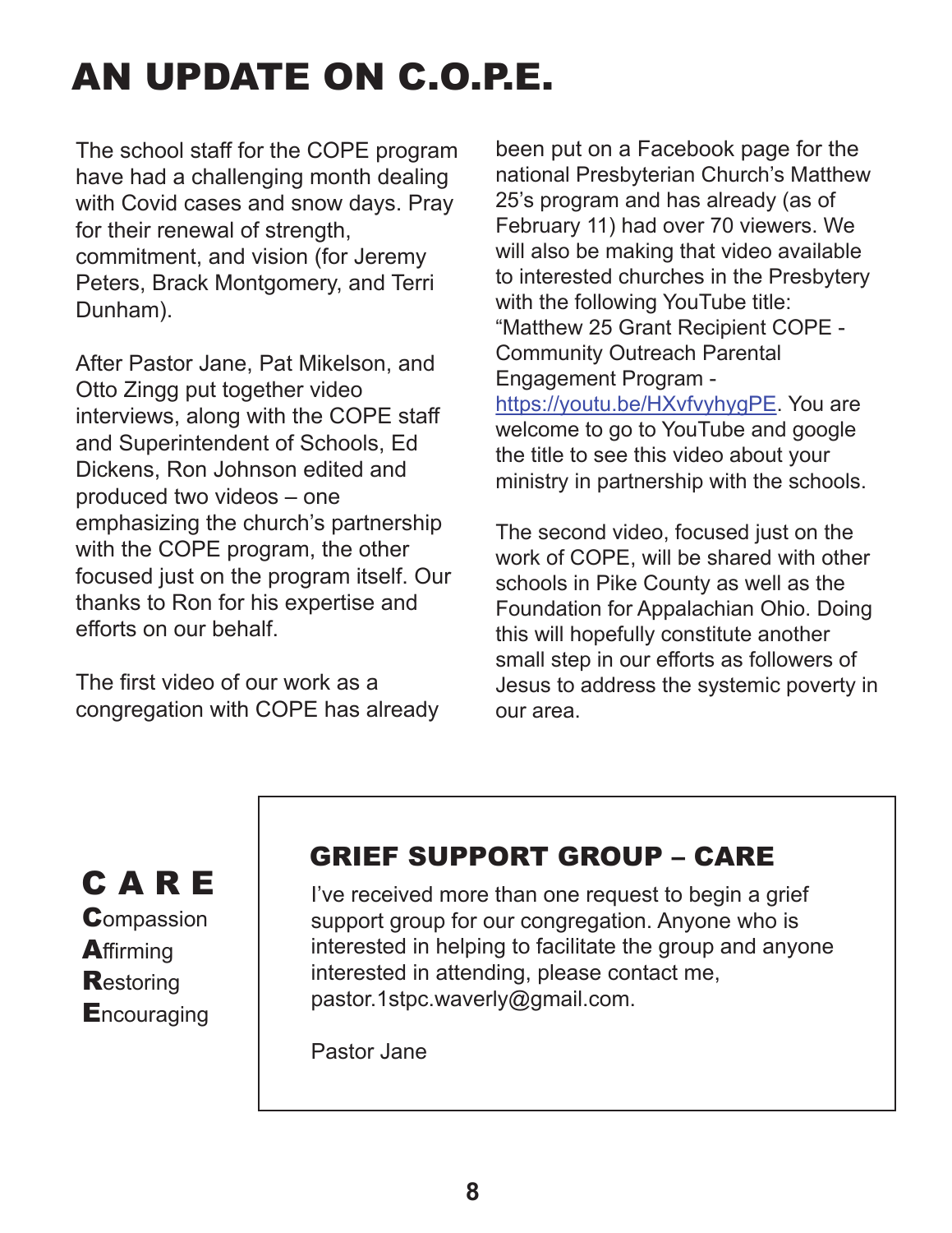# AN UPDATE ON C.O.P.E.

The school staff for the COPE program have had a challenging month dealing with Covid cases and snow days. Pray for their renewal of strength, commitment, and vision (for Jeremy Peters, Brack Montgomery, and Terri Dunham).

After Pastor Jane, Pat Mikelson, and Otto Zingg put together video interviews, along with the COPE staff and Superintendent of Schools, Ed Dickens, Ron Johnson edited and produced two videos – one emphasizing the church's partnership with the COPE program, the other focused just on the program itself. Our thanks to Ron for his expertise and efforts on our behalf.

The first video of our work as a congregation with COPE has already been put on a Facebook page for the national Presbyterian Church's Matthew 25's program and has already (as of February 11) had over 70 viewers. We will also be making that video available to interested churches in the Presbytery with the following YouTube title: "Matthew 25 Grant Recipient COPE - Community Outreach Parental Engagement Program - https://youtu.be/HXvfvyhygPE. You are welcome to go to YouTube and google the title to see this video about your ministry in partnership with the schools.

The second video, focused just on the work of COPE, will be shared with other schools in Pike County as well as the Foundation for Appalachian Ohio. Doing this will hopefully constitute another small step in our efforts as followers of Jesus to address the systemic poverty in our area.

**C A R E**

**C**ompassion
**A**ffirming
**R**estoring
**E**ncouraging

## GRIEF SUPPORT GROUP – CARE

I've received more than one request to begin a grief support group for our congregation. Anyone who is interested in helping to facilitate the group and anyone interested in attending, please contact me, pastor.1stpc.waverly@gmail.com.

Pastor Jane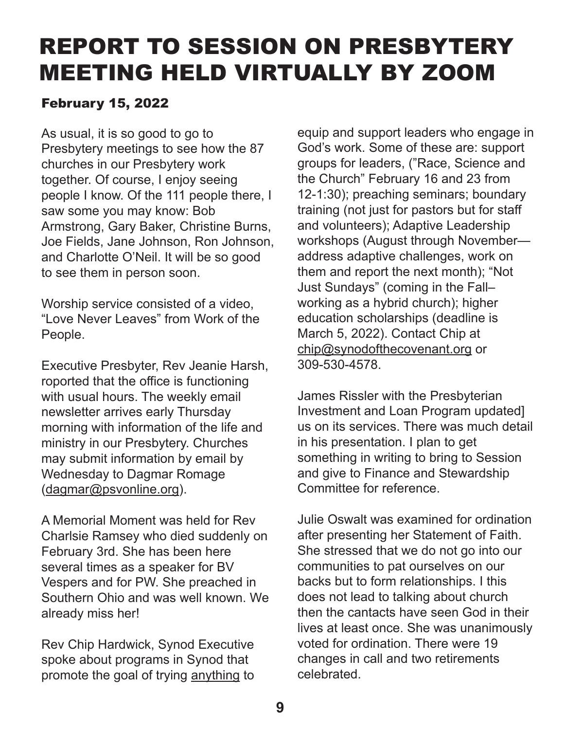# REPORT TO SESSION ON PRESBYTERY MEETING HELD VIRTUALLY BY ZOOM

## February 15, 2022

As usual, it is so good to go to Presbytery meetings to see how the 87 churches in our Presbytery work together. Of course, I enjoy seeing people I know. Of the 111 people there, I saw some you may know: Bob Armstrong, Gary Baker, Christine Burns, Joe Fields, Jane Johnson, Ron Johnson, and Charlotte O'Neil. It will be so good to see them in person soon.

Worship service consisted of a video, "Love Never Leaves" from Work of the People.

Executive Presbyter, Rev Jeanie Harsh, roported that the office is functioning with usual hours. The weekly email newsletter arrives early Thursday morning with information of the life and ministry in our Presbytery. Churches may submit information by email by Wednesday to Dagmar Romage (dagmar@psvonline.org).

A Memorial Moment was held for Rev Charlsie Ramsey who died suddenly on February 3rd. She has been here several times as a speaker for BV Vespers and for PW. She preached in Southern Ohio and was well known. We already miss her!

Rev Chip Hardwick, Synod Executive spoke about programs in Synod that promote the goal of trying anything to equip and support leaders who engage in God's work. Some of these are: support groups for leaders, ("Race, Science and the Church" February 16 and 23 from 12-1:30); preaching seminars; boundary training (not just for pastors but for staff and volunteers); Adaptive Leadership workshops (August through November—address adaptive challenges, work on them and report the next month); "Not Just Sundays" (coming in the Fall–working as a hybrid church); higher education scholarships (deadline is March 5, 2022). Contact Chip at chip@synodofthecovenant.org or 309-530-4578.

James Rissler with the Presbyterian Investment and Loan Program updated] us on its services. There was much detail in his presentation. I plan to get something in writing to bring to Session and give to Finance and Stewardship Committee for reference.

Julie Oswalt was examined for ordination after presenting her Statement of Faith. She stressed that we do not go into our communities to pat ourselves on our backs but to form relationships. I this does not lead to talking about church then the cantacts have seen God in their lives at least once. She was unanimously voted for ordination. There were 19 changes in call and two retirements celebrated.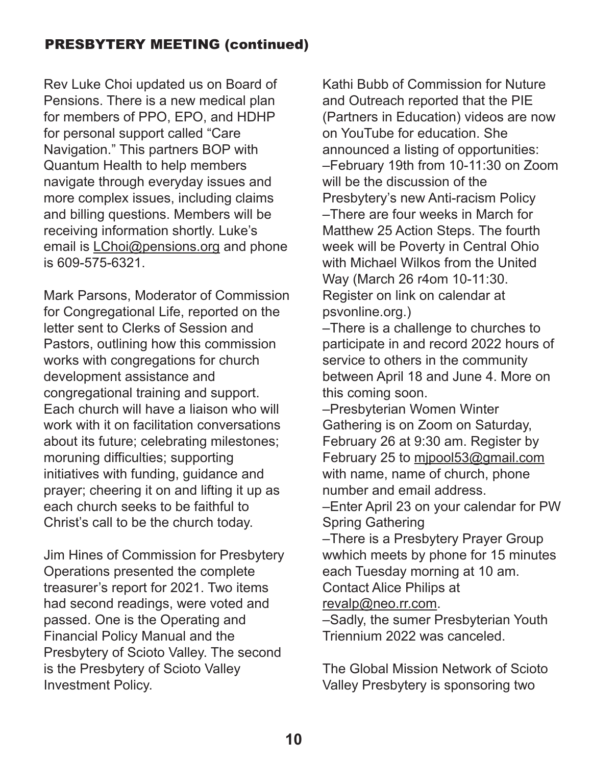## PRESBYTERY MEETING (continued)

Rev Luke Choi updated us on Board of Pensions. There is a new medical plan for members of PPO, EPO, and HDHP for personal support called "Care Navigation." This partners BOP with Quantum Health to help members navigate through everyday issues and more complex issues, including claims and billing questions. Members will be receiving information shortly. Luke's email is LChoi@pensions.org and phone is 609-575-6321.

Mark Parsons, Moderator of Commission for Congregational Life, reported on the letter sent to Clerks of Session and Pastors, outlining how this commission works with congregations for church development assistance and congregational training and support. Each church will have a liaison who will work with it on facilitation conversations about its future; celebrating milestones; moruning difficulties; supporting initiatives with funding, guidance and prayer; cheering it on and lifting it up as each church seeks to be faithful to Christ's call to be the church today.

Jim Hines of Commission for Presbytery Operations presented the complete treasurer's report for 2021. Two items had second readings, were voted and passed. One is the Operating and Financial Policy Manual and the Presbytery of Scioto Valley. The second is the Presbytery of Scioto Valley Investment Policy.

Kathi Bubb of Commission for Nuture and Outreach reported that the PIE (Partners in Education) videos are now on YouTube for education. She announced a listing of opportunities:

–February 19th from 10-11:30 on Zoom will be the discussion of the Presbytery's new Anti-racism Policy

–There are four weeks in March for Matthew 25 Action Steps. The fourth week will be Poverty in Central Ohio with Michael Wilkos from the United Way (March 26 r4om 10-11:30. Register on link on calendar at psvonline.org.)

–There is a challenge to churches to participate in and record 2022 hours of service to others in the community between April 18 and June 4. More on this coming soon.

–Presbyterian Women Winter Gathering is on Zoom on Saturday, February 26 at 9:30 am. Register by February 25 to mjpool53@gmail.com with name, name of church, phone number and email address.

–Enter April 23 on your calendar for PW Spring Gathering

–There is a Presbytery Prayer Group wwhich meets by phone for 15 minutes each Tuesday morning at 10 am. Contact Alice Philips at revalp@neo.rr.com.

–Sadly, the sumer Presbyterian Youth Triennium 2022 was canceled.

The Global Mission Network of Scioto Valley Presbytery is sponsoring two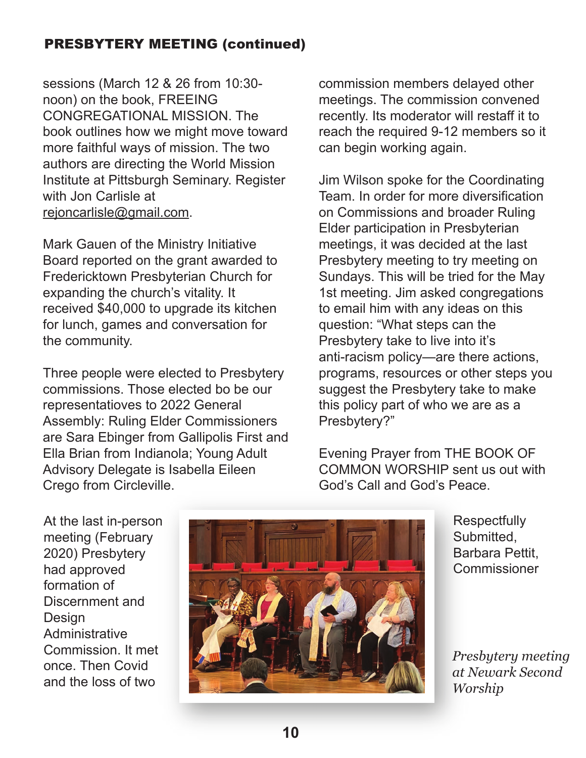## PRESBYTERY MEETING (continued)

sessions (March 12 & 26 from 10:30-noon) on the book, FREEING CONGREGATIONAL MISSION. The book outlines how we might move toward more faithful ways of mission. The two authors are directing the World Mission Institute at Pittsburgh Seminary. Register with Jon Carlisle at rejoncarlisle@gmail.com.

Mark Gauen of the Ministry Initiative Board reported on the grant awarded to Fredericktown Presbyterian Church for expanding the church's vitality. It received $40,000 to upgrade its kitchen for lunch, games and conversation for the community.

Three people were elected to Presbytery commissions. Those elected bo be our representatioves to 2022 General Assembly: Ruling Elder Commissioners are Sara Ebinger from Gallipolis First and Ella Brian from Indianola; Young Adult Advisory Delegate is Isabella Eileen Crego from Circleville.

At the last in-person meeting (February 2020) Presbytery had approved formation of Discernment and Design Administrative Commission. It met once. Then Covid and the loss of two commission members delayed other meetings. The commission convened recently. Its moderator will restaff it to reach the required 9-12 members so it can begin working again.

Jim Wilson spoke for the Coordinating Team. In order for more diversification on Commissions and broader Ruling Elder participation in Presbyterian meetings, it was decided at the last Presbytery meeting to try meeting on Sundays. This will be tried for the May 1st meeting. Jim asked congregations to email him with any ideas on this question: "What steps can the Presbytery take to live into it's anti-racism policy—are there actions, programs, resources or other steps you suggest the Presbytery take to make this policy part of who we are as a Presbytery?"

Evening Prayer from THE BOOK OF COMMON WORSHIP sent us out with God's Call and God's Peace.

Respectfully Submitted,
Barbara Pettit,
Commissioner

*Presbytery meeting at Newark Second Worship*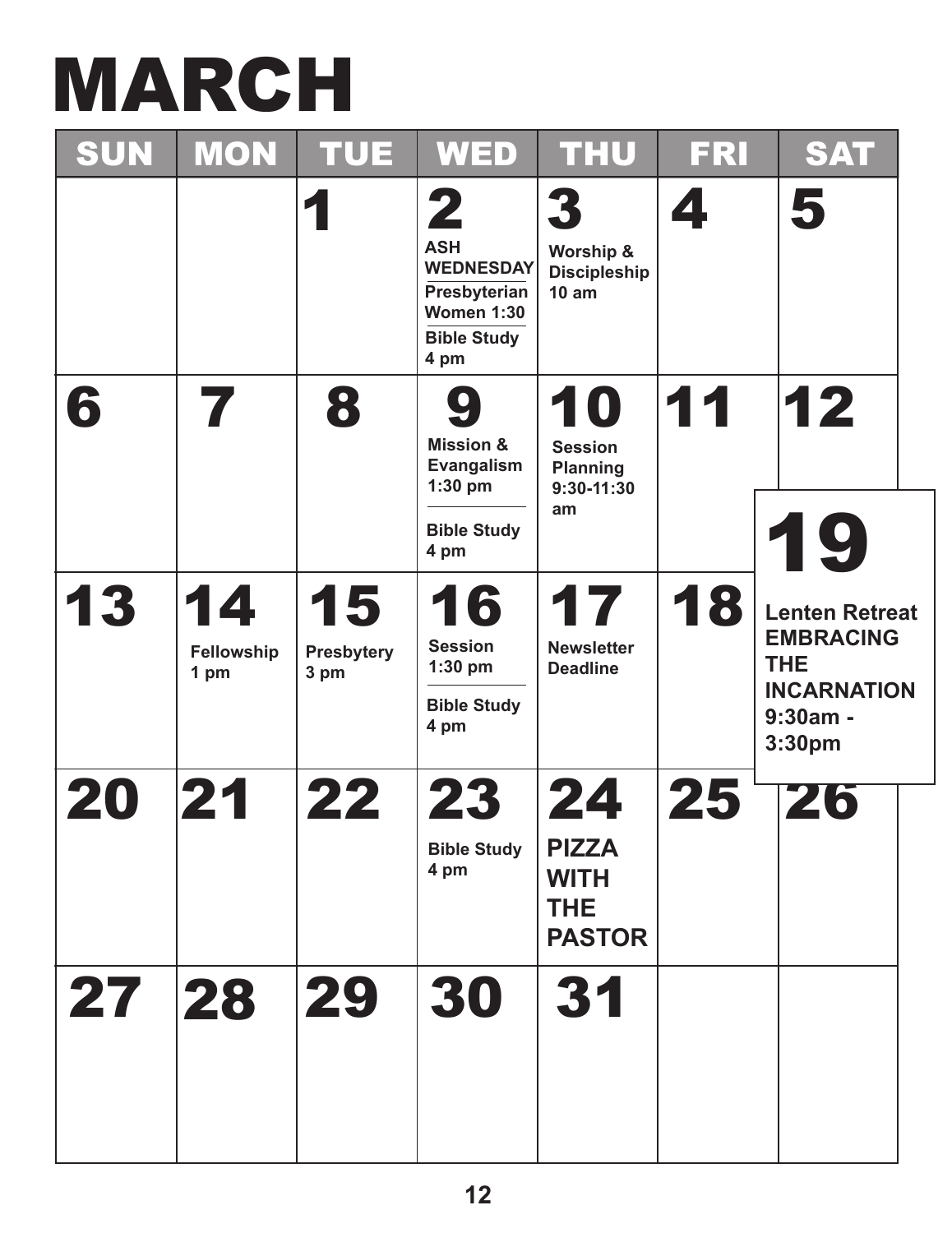# MARCH

| SUN | MON | TUE | WED | THU | FRI | SAT |
|---|---|---|---|---|---|---|
| | | 1 | 2 ASH WEDNESDAY; Presbyterian Women 1:30; Bible Study 4 pm | 3 Worship & Discipleship 10 am | 4 | 5 |
| 6 | 7 | 8 | 9 Mission & Evangalism 1:30 pm; Bible Study 4 pm | 10 Session Planning 9:30-11:30 am | 11 | 12 |
| 13 | 14 Fellowship 1 pm | 15 Presbytery 3 pm | 16 Session 1:30 pm; Bible Study 4 pm | 17 Newsletter Deadline | 18 | 19 Lenten Retreat EMBRACING THE INCARNATION 9:30am - 3:30pm |
| 20 | 21 | 22 | 23 Bible Study 4 pm | 24 PIZZA WITH THE PASTOR | 25 | 26 |
| 27 | 28 | 29 | 30 | 31 | | |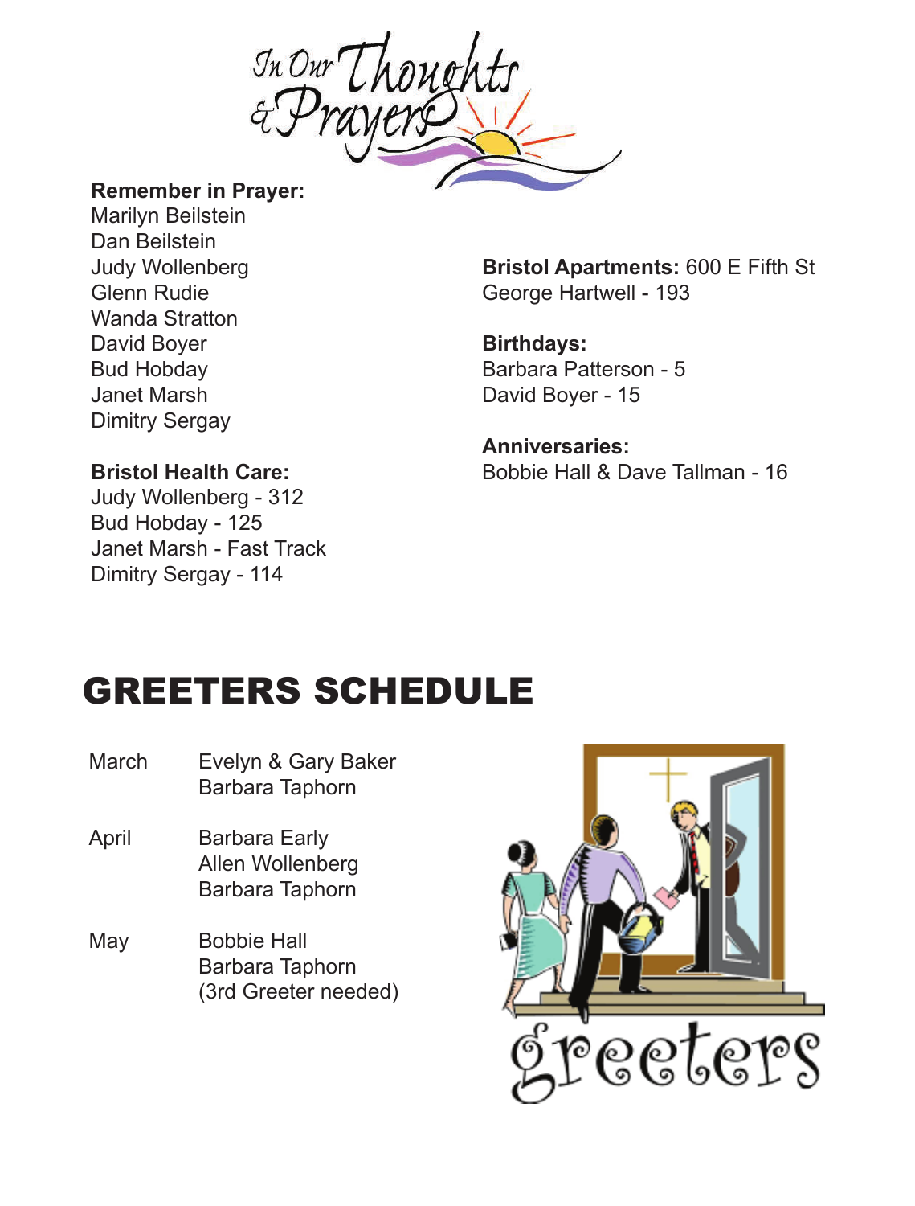In Our Thoughts & Prayers

**Remember in Prayer:**
Marilyn Beilstein
Dan Beilstein
Judy Wollenberg
Glenn Rudie
Wanda Stratton
David Boyer
Bud Hobday
Janet Marsh
Dimitry Sergay

**Bristol Health Care:**
Judy Wollenberg - 312
Bud Hobday - 125
Janet Marsh - Fast Track
Dimitry Sergay - 114

**Bristol Apartments:** 600 E Fifth St
George Hartwell - 193

**Birthdays:**
Barbara Patterson - 5
David Boyer - 15

**Anniversaries:**
Bobbie Hall & Dave Tallman - 16

# GREETERS SCHEDULE

| | |
|---|---|
| March | Evelyn & Gary Baker<br>Barbara Taphorn |
| April | Barbara Early<br>Allen Wollenberg<br>Barbara Taphorn |
| May | Bobbie Hall<br>Barbara Taphorn<br>(3rd Greeter needed) |

Greeters